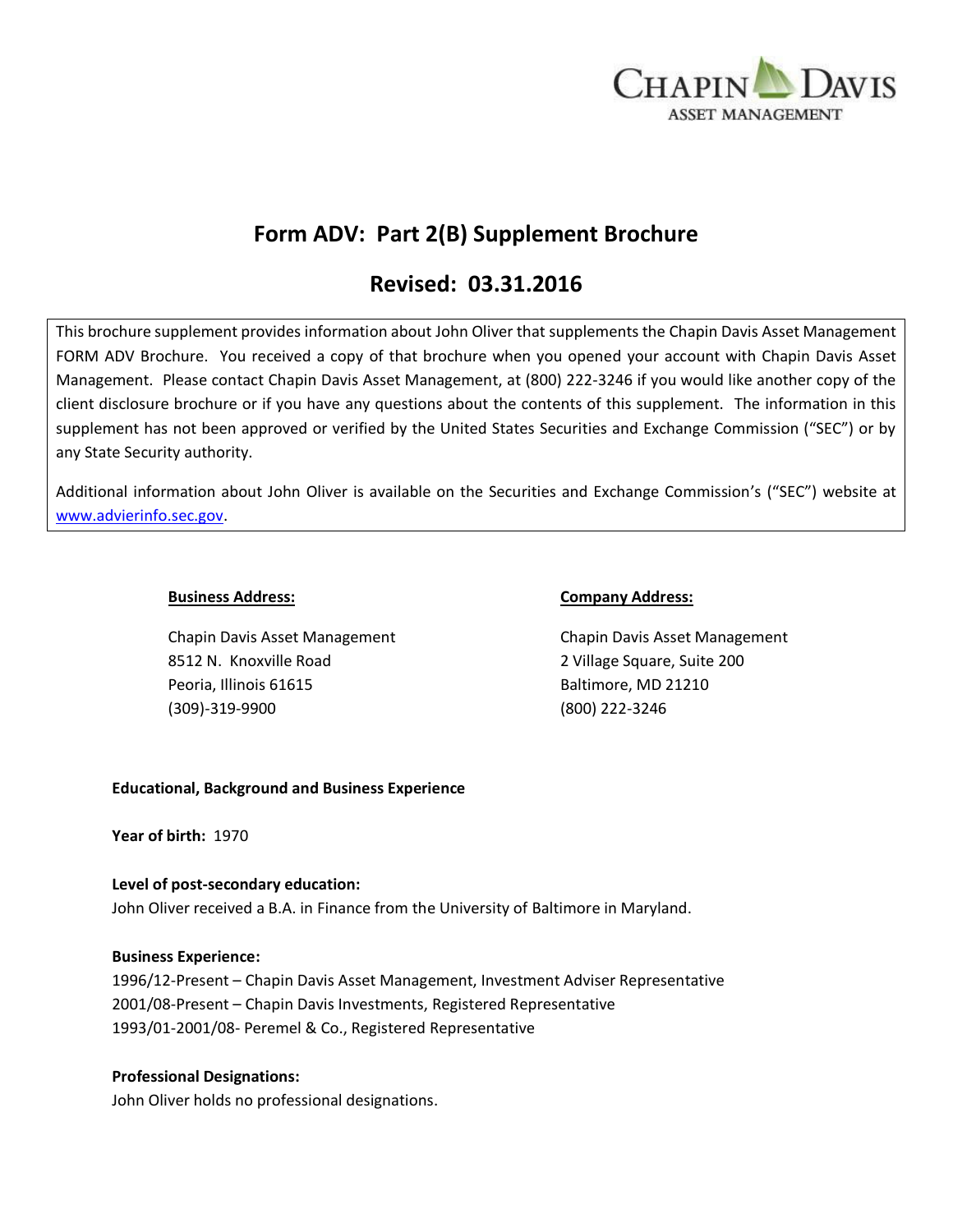CHAPIN DAVIS
ASSET MANAGEMENT

# Form ADV: Part 2(B) Supplement Brochure

## Revised: 03.31.2016

This brochure supplement provides information about John Oliver that supplements the Chapin Davis Asset Management FORM ADV Brochure. You received a copy of that brochure when you opened your account with Chapin Davis Asset Management. Please contact Chapin Davis Asset Management, at (800) 222-3246 if you would like another copy of the client disclosure brochure or if you have any questions about the contents of this supplement. The information in this supplement has not been approved or verified by the United States Securities and Exchange Commission ("SEC") or by any State Security authority.

Additional information about John Oliver is available on the Securities and Exchange Commission's ("SEC") website at www.advierinfo.sec.gov.

**Business Address:**

Chapin Davis Asset Management
8512 N. Knoxville Road
Peoria, Illinois 61615
(309)-319-9900

**Company Address:**

Chapin Davis Asset Management
2 Village Square, Suite 200
Baltimore, MD 21210
(800) 222-3246

**Educational, Background and Business Experience**

**Year of birth:** 1970

**Level of post-secondary education:**
John Oliver received a B.A. in Finance from the University of Baltimore in Maryland.

**Business Experience:**
1996/12-Present – Chapin Davis Asset Management, Investment Adviser Representative
2001/08-Present – Chapin Davis Investments, Registered Representative
1993/01-2001/08- Peremel & Co., Registered Representative

**Professional Designations:**
John Oliver holds no professional designations.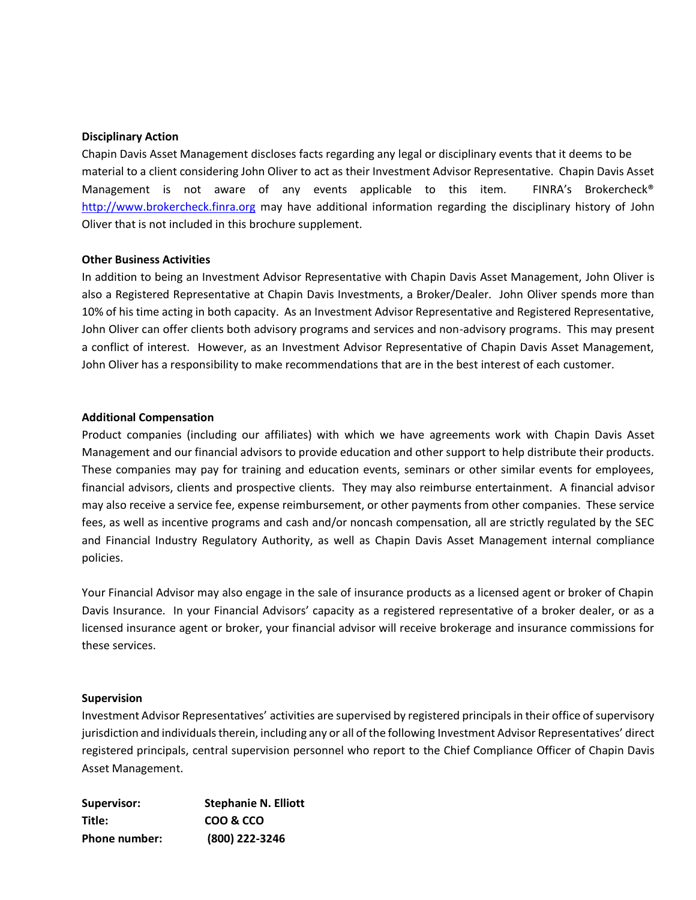**Disciplinary Action**

Chapin Davis Asset Management discloses facts regarding any legal or disciplinary events that it deems to be material to a client considering John Oliver to act as their Investment Advisor Representative. Chapin Davis Asset Management is not aware of any events applicable to this item. FINRA's Brokercheck® [http://www.brokercheck.finra.org](http://www.brokercheck.finra.org) may have additional information regarding the disciplinary history of John Oliver that is not included in this brochure supplement.

**Other Business Activities**

In addition to being an Investment Advisor Representative with Chapin Davis Asset Management, John Oliver is also a Registered Representative at Chapin Davis Investments, a Broker/Dealer. John Oliver spends more than 10% of his time acting in both capacity. As an Investment Advisor Representative and Registered Representative, John Oliver can offer clients both advisory programs and services and non-advisory programs. This may present a conflict of interest. However, as an Investment Advisor Representative of Chapin Davis Asset Management, John Oliver has a responsibility to make recommendations that are in the best interest of each customer.

**Additional Compensation**

Product companies (including our affiliates) with which we have agreements work with Chapin Davis Asset Management and our financial advisors to provide education and other support to help distribute their products. These companies may pay for training and education events, seminars or other similar events for employees, financial advisors, clients and prospective clients. They may also reimburse entertainment. A financial advisor may also receive a service fee, expense reimbursement, or other payments from other companies. These service fees, as well as incentive programs and cash and/or noncash compensation, all are strictly regulated by the SEC and Financial Industry Regulatory Authority, as well as Chapin Davis Asset Management internal compliance policies.

Your Financial Advisor may also engage in the sale of insurance products as a licensed agent or broker of Chapin Davis Insurance. In your Financial Advisors' capacity as a registered representative of a broker dealer, or as a licensed insurance agent or broker, your financial advisor will receive brokerage and insurance commissions for these services.

**Supervision**

Investment Advisor Representatives' activities are supervised by registered principals in their office of supervisory jurisdiction and individuals therein, including any or all of the following Investment Advisor Representatives' direct registered principals, central supervision personnel who report to the Chief Compliance Officer of Chapin Davis Asset Management.

**Supervisor:** **Stephanie N. Elliott**
**Title:** **COO & CCO**
**Phone number:** **(800) 222-3246**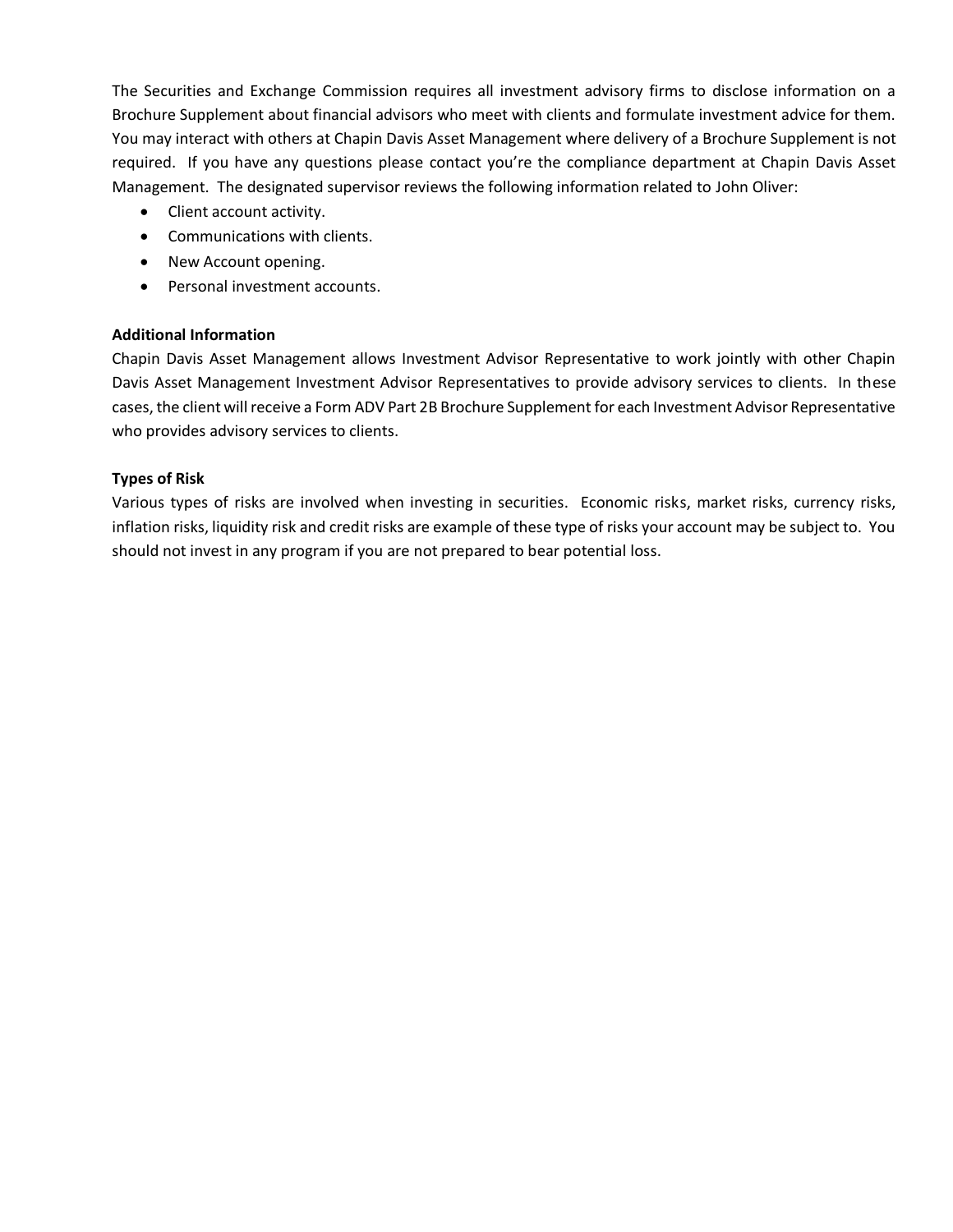The Securities and Exchange Commission requires all investment advisory firms to disclose information on a Brochure Supplement about financial advisors who meet with clients and formulate investment advice for them. You may interact with others at Chapin Davis Asset Management where delivery of a Brochure Supplement is not required. If you have any questions please contact you're the compliance department at Chapin Davis Asset Management. The designated supervisor reviews the following information related to John Oliver:

- Client account activity.
- Communications with clients.
- New Account opening.
- Personal investment accounts.

**Additional Information**

Chapin Davis Asset Management allows Investment Advisor Representative to work jointly with other Chapin Davis Asset Management Investment Advisor Representatives to provide advisory services to clients. In these cases, the client will receive a Form ADV Part 2B Brochure Supplement for each Investment Advisor Representative who provides advisory services to clients.

**Types of Risk**

Various types of risks are involved when investing in securities. Economic risks, market risks, currency risks, inflation risks, liquidity risk and credit risks are example of these type of risks your account may be subject to. You should not invest in any program if you are not prepared to bear potential loss.